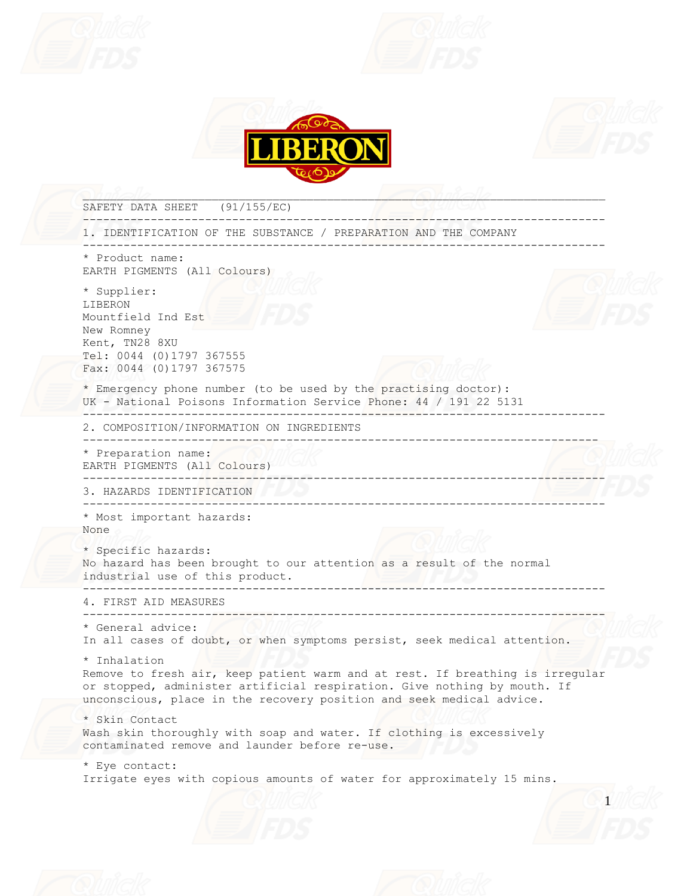LIBERON

# SAFETY DATA SHEET (91/155/EC)

## 1. IDENTIFICATION OF THE SUBSTANCE / PREPARATION AND THE COMPANY

* Product name:
EARTH PIGMENTS (All Colours)

* Supplier:
LIBERON
Mountfield Ind Est
New Romney
Kent, TN28 8XU
Tel: 0044 (0)1797 367555
Fax: 0044 (0)1797 367575

* Emergency phone number (to be used by the practising doctor):
UK - National Poisons Information Service Phone: 44 / 191 22 5131

## 2. COMPOSITION/INFORMATION ON INGREDIENTS

* Preparation name:
EARTH PIGMENTS (All Colours)

## 3. HAZARDS IDENTIFICATION

* Most important hazards:
None

* Specific hazards:
No hazard has been brought to our attention as a result of the normal industrial use of this product.

## 4. FIRST AID MEASURES

* General advice:
In all cases of doubt, or when symptoms persist, seek medical attention.

* Inhalation
Remove to fresh air, keep patient warm and at rest. If breathing is irregular or stopped, administer artificial respiration. Give nothing by mouth. If unconscious, place in the recovery position and seek medical advice.

* Skin Contact
Wash skin thoroughly with soap and water. If clothing is excessively contaminated remove and launder before re-use.

* Eye contact:
Irrigate eyes with copious amounts of water for approximately 15 mins.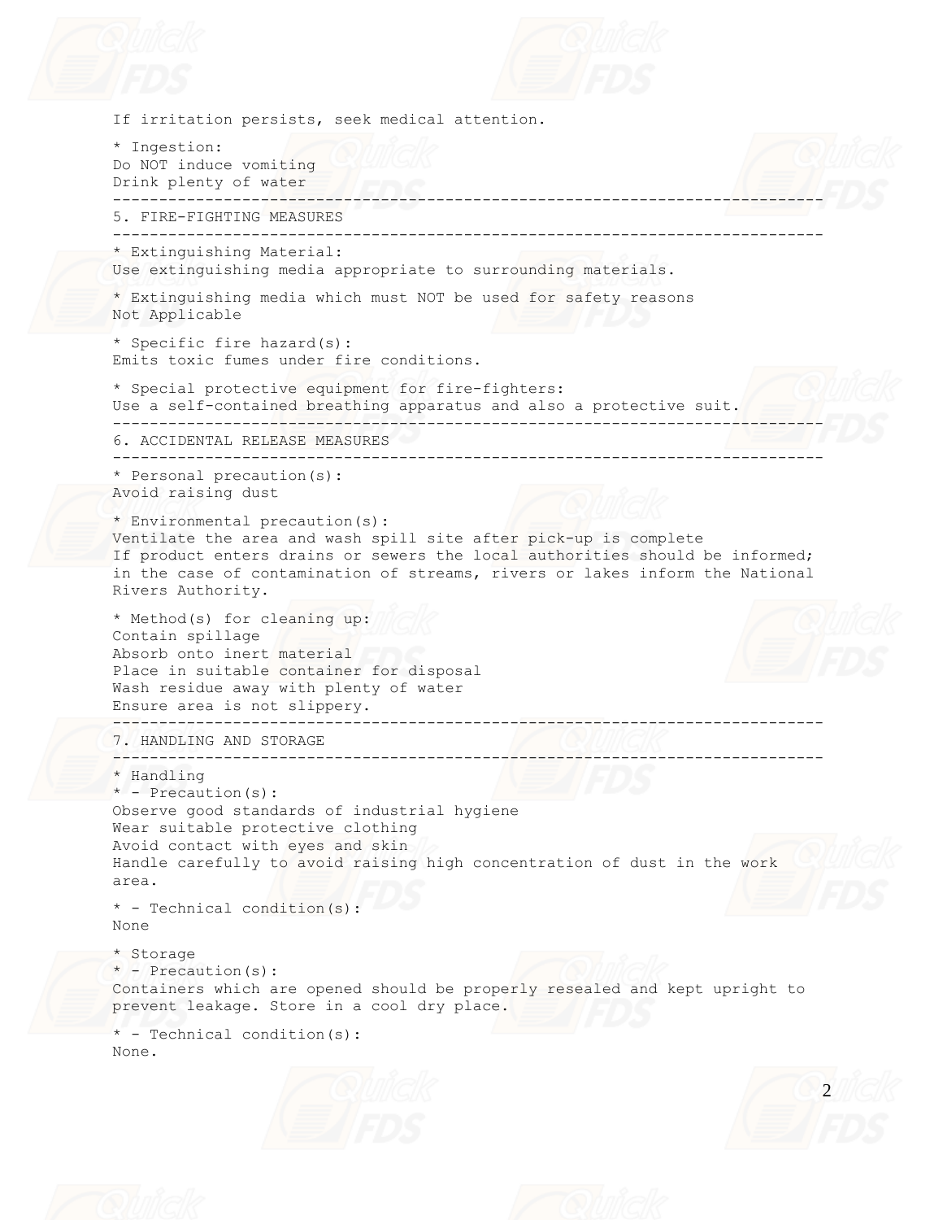If irritation persists, seek medical attention.

* Ingestion:
Do NOT induce vomiting
Drink plenty of water

---

## 5. FIRE-FIGHTING MEASURES

---

* Extinguishing Material:
Use extinguishing media appropriate to surrounding materials.

* Extinguishing media which must NOT be used for safety reasons
Not Applicable

* Specific fire hazard(s):
Emits toxic fumes under fire conditions.

* Special protective equipment for fire-fighters:
Use a self-contained breathing apparatus and also a protective suit.

---

## 6. ACCIDENTAL RELEASE MEASURES

---

* Personal precaution(s):
Avoid raising dust

* Environmental precaution(s):
Ventilate the area and wash spill site after pick-up is complete
If product enters drains or sewers the local authorities should be informed; in the case of contamination of streams, rivers or lakes inform the National Rivers Authority.

* Method(s) for cleaning up:
Contain spillage
Absorb onto inert material
Place in suitable container for disposal
Wash residue away with plenty of water
Ensure area is not slippery.

---

## 7. HANDLING AND STORAGE

---

* Handling
* - Precaution(s):
Observe good standards of industrial hygiene
Wear suitable protective clothing
Avoid contact with eyes and skin
Handle carefully to avoid raising high concentration of dust in the work area.

* - Technical condition(s):
None

* Storage
* - Precaution(s):
Containers which are opened should be properly resealed and kept upright to prevent leakage. Store in a cool dry place.

* - Technical condition(s):
None.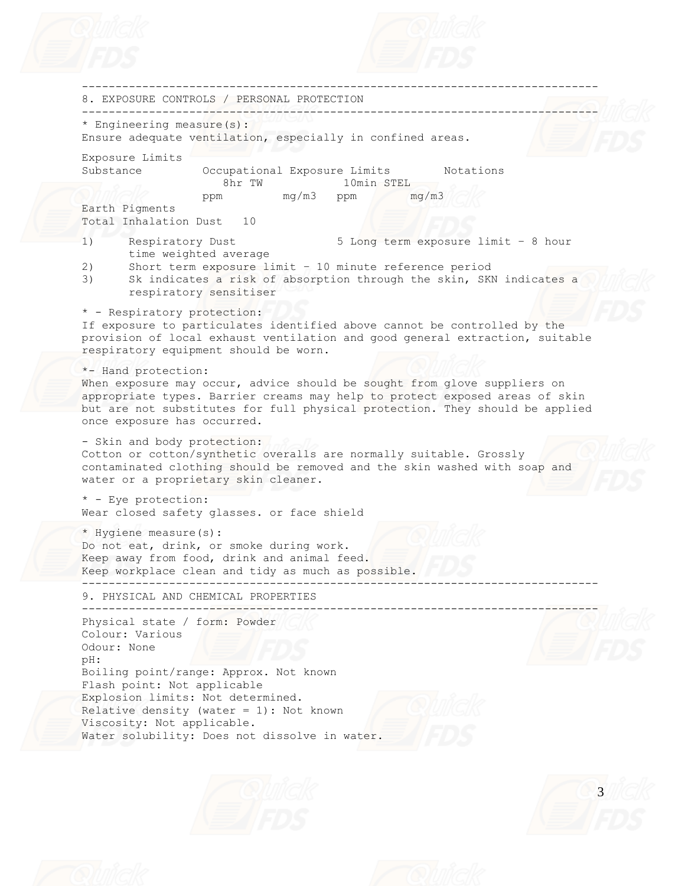## 8. EXPOSURE CONTROLS / PERSONAL PROTECTION

* Engineering measure(s):
Ensure adequate ventilation, especially in confined areas.

Exposure Limits

| Substance | Occupational Exposure Limits | | | | Notations |
|---|---|---|---|---|---|
| | 8hr TW | | 10min STEL | | |
| | ppm | mg/m3 | ppm | mg/m3 | |
| Earth Pigments | | | | | |
| Total Inhalation Dust | 10 | | | | |
| Respiratory Dust | | | 5 | | |

1) Respiratory Dust 5 Long term exposure limit - 8 hour time weighted average
2) Short term exposure limit - 10 minute reference period
3) Sk indicates a risk of absorption through the skin, SKN indicates a respiratory sensitiser

* - Respiratory protection:
If exposure to particulates identified above cannot be controlled by the provision of local exhaust ventilation and good general extraction, suitable respiratory equipment should be worn.

*- Hand protection:
When exposure may occur, advice should be sought from glove suppliers on appropriate types. Barrier creams may help to protect exposed areas of skin but are not substitutes for full physical protection. They should be applied once exposure has occurred.

- Skin and body protection:
Cotton or cotton/synthetic overalls are normally suitable. Grossly contaminated clothing should be removed and the skin washed with soap and water or a proprietary skin cleaner.

* - Eye protection:
Wear closed safety glasses. or face shield

* Hygiene measure(s):
Do not eat, drink, or smoke during work.
Keep away from food, drink and animal feed.
Keep workplace clean and tidy as much as possible.

## 9. PHYSICAL AND CHEMICAL PROPERTIES

Physical state / form: Powder
Colour: Various
Odour: None
pH:
Boiling point/range: Approx. Not known
Flash point: Not applicable
Explosion limits: Not determined.
Relative density (water = 1): Not known
Viscosity: Not applicable.
Water solubility: Does not dissolve in water.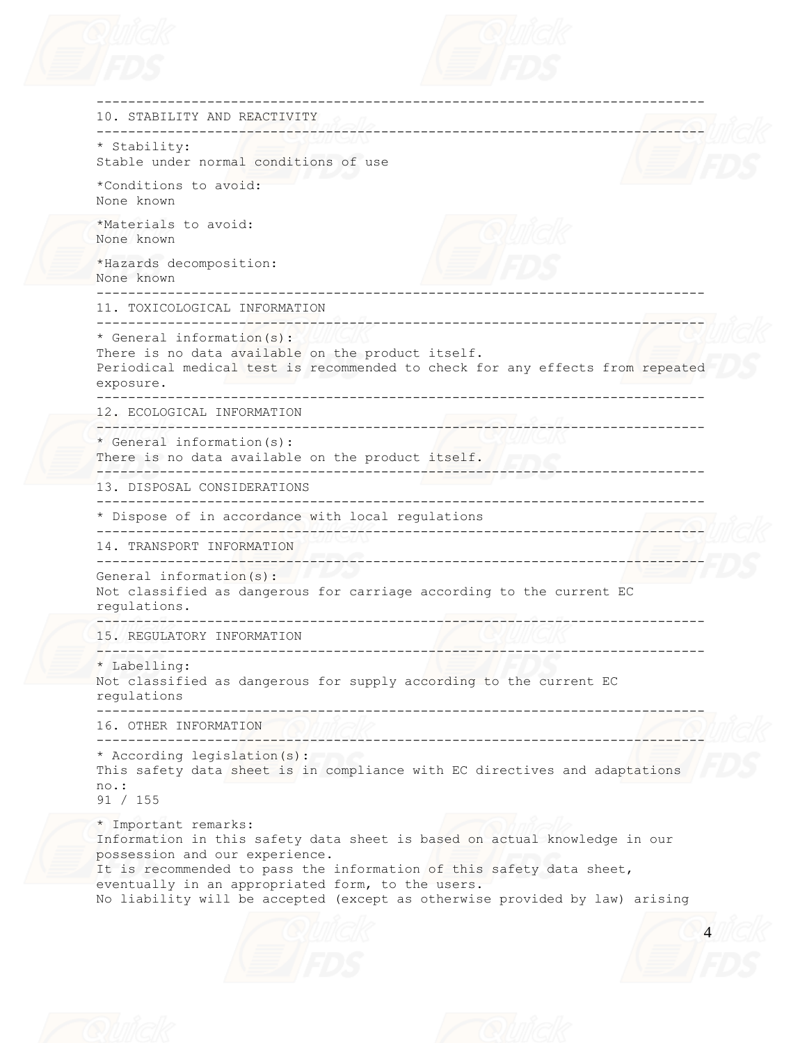## 10. STABILITY AND REACTIVITY

* Stability:
Stable under normal conditions of use

*Conditions to avoid:
None known

*Materials to avoid:
None known

*Hazards decomposition:
None known

## 11. TOXICOLOGICAL INFORMATION

* General information(s):
There is no data available on the product itself.
Periodical medical test is recommended to check for any effects from repeated exposure.

## 12. ECOLOGICAL INFORMATION

* General information(s):
There is no data available on the product itself.

## 13. DISPOSAL CONSIDERATIONS

* Dispose of in accordance with local regulations

## 14. TRANSPORT INFORMATION

General information(s):
Not classified as dangerous for carriage according to the current EC regulations.

## 15. REGULATORY INFORMATION

* Labelling:
Not classified as dangerous for supply according to the current EC regulations

## 16. OTHER INFORMATION

* According legislation(s):
This safety data sheet is in compliance with EC directives and adaptations no.:
91 / 155

* Important remarks:
Information in this safety data sheet is based on actual knowledge in our possession and our experience.
It is recommended to pass the information of this safety data sheet, eventually in an appropriated form, to the users.
No liability will be accepted (except as otherwise provided by law) arising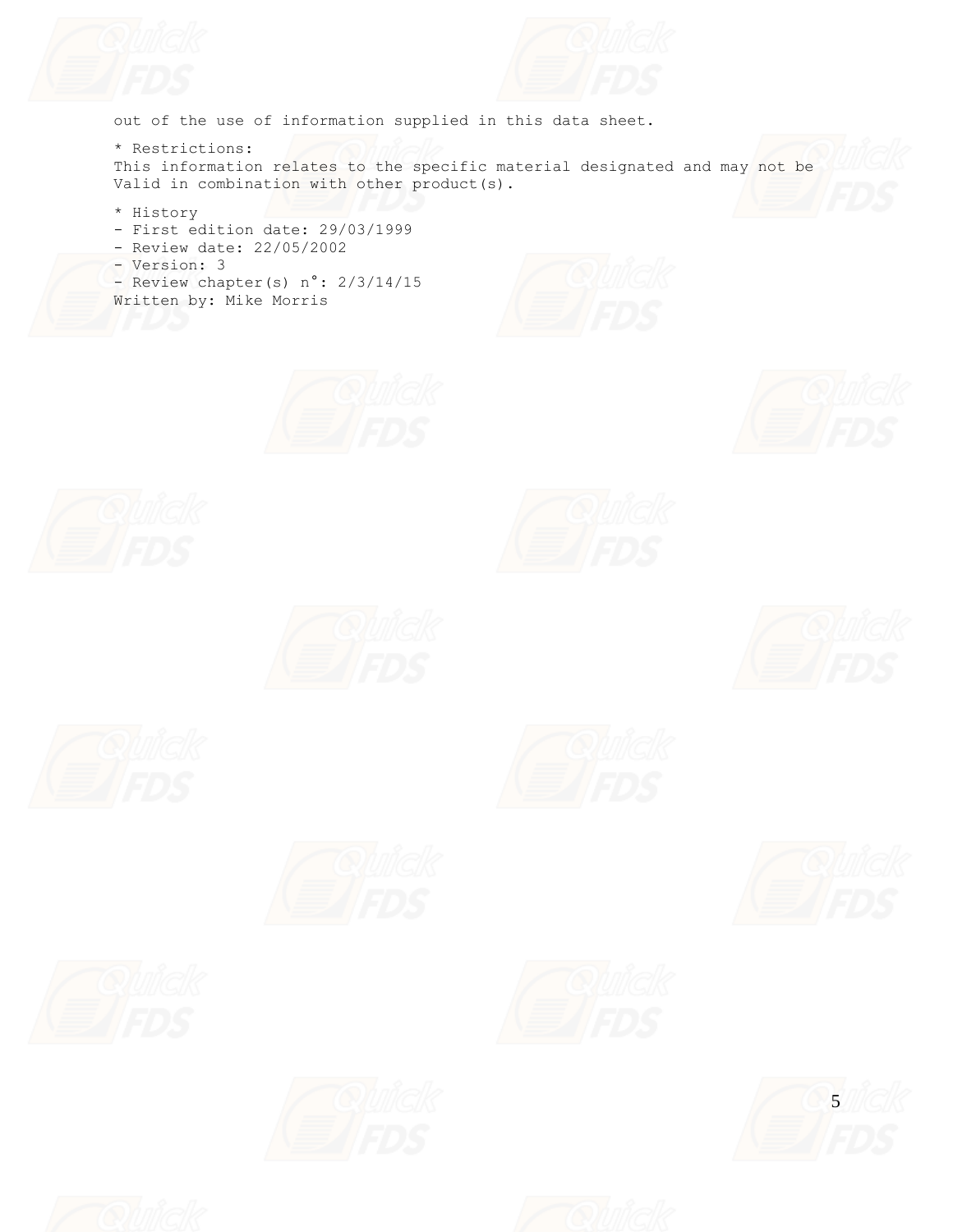out of the use of information supplied in this data sheet.

* Restrictions:
This information relates to the specific material designated and may not be Valid in combination with other product(s).

* History
- First edition date: 29/03/1999
- Review date: 22/05/2002
- Version: 3
- Review chapter(s) n°: 2/3/14/15

Written by: Mike Morris